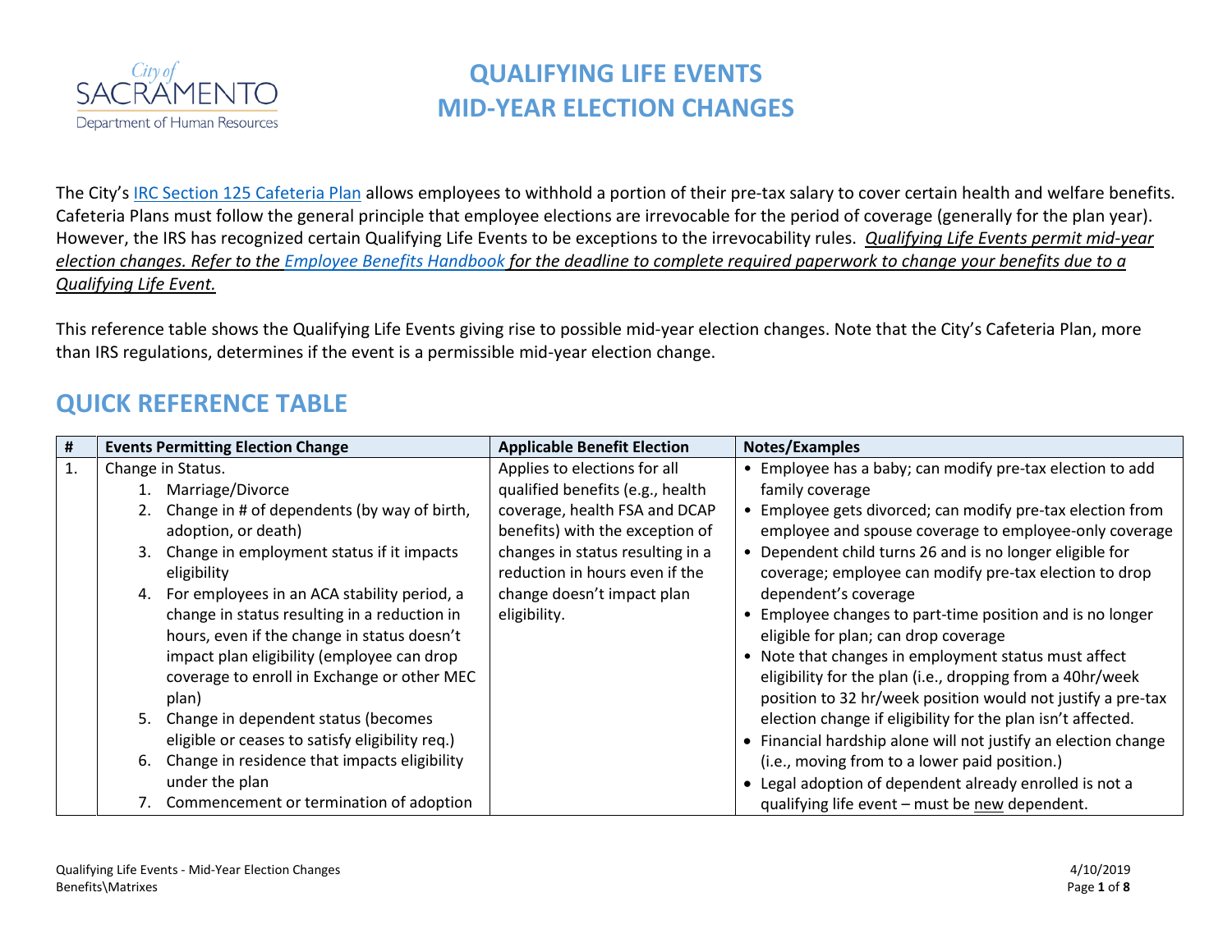City of SACRAMENTO
Department of Human Resources

# QUALIFYING LIFE EVENTS
# MID-YEAR ELECTION CHANGES

The City's IRC Section 125 Cafeteria Plan allows employees to withhold a portion of their pre-tax salary to cover certain health and welfare benefits. Cafeteria Plans must follow the general principle that employee elections are irrevocable for the period of coverage (generally for the plan year). However, the IRS has recognized certain Qualifying Life Events to be exceptions to the irrevocability rules. *Qualifying Life Events permit mid-year election changes. Refer to the Employee Benefits Handbook for the deadline to complete required paperwork to change your benefits due to a Qualifying Life Event.*

This reference table shows the Qualifying Life Events giving rise to possible mid-year election changes. Note that the City's Cafeteria Plan, more than IRS regulations, determines if the event is a permissible mid-year election change.

## QUICK REFERENCE TABLE

| # | Events Permitting Election Change | Applicable Benefit Election | Notes/Examples |
|---|---|---|---|
| 1. | Change in Status.<br>1. Marriage/Divorce<br>2. Change in # of dependents (by way of birth, adoption, or death)<br>3. Change in employment status if it impacts eligibility<br>4. For employees in an ACA stability period, a change in status resulting in a reduction in hours, even if the change in status doesn't impact plan eligibility (employee can drop coverage to enroll in Exchange or other MEC plan)<br>5. Change in dependent status (becomes eligible or ceases to satisfy eligibility req.)<br>6. Change in residence that impacts eligibility under the plan<br>7. Commencement or termination of adoption | Applies to elections for all qualified benefits (e.g., health coverage, health FSA and DCAP benefits) with the exception of changes in status resulting in a reduction in hours even if the change doesn't impact plan eligibility. | • Employee has a baby; can modify pre-tax election to add family coverage<br>• Employee gets divorced; can modify pre-tax election from employee and spouse coverage to employee-only coverage<br>• Dependent child turns 26 and is no longer eligible for coverage; employee can modify pre-tax election to drop dependent's coverage<br>• Employee changes to part-time position and is no longer eligible for plan; can drop coverage<br>• Note that changes in employment status must affect eligibility for the plan (i.e., dropping from a 40hr/week position to 32 hr/week position would not justify a pre-tax election change if eligibility for the plan isn't affected.<br>• Financial hardship alone will not justify an election change (i.e., moving from to a lower paid position.)<br>• Legal adoption of dependent already enrolled is not a qualifying life event – must be new dependent. |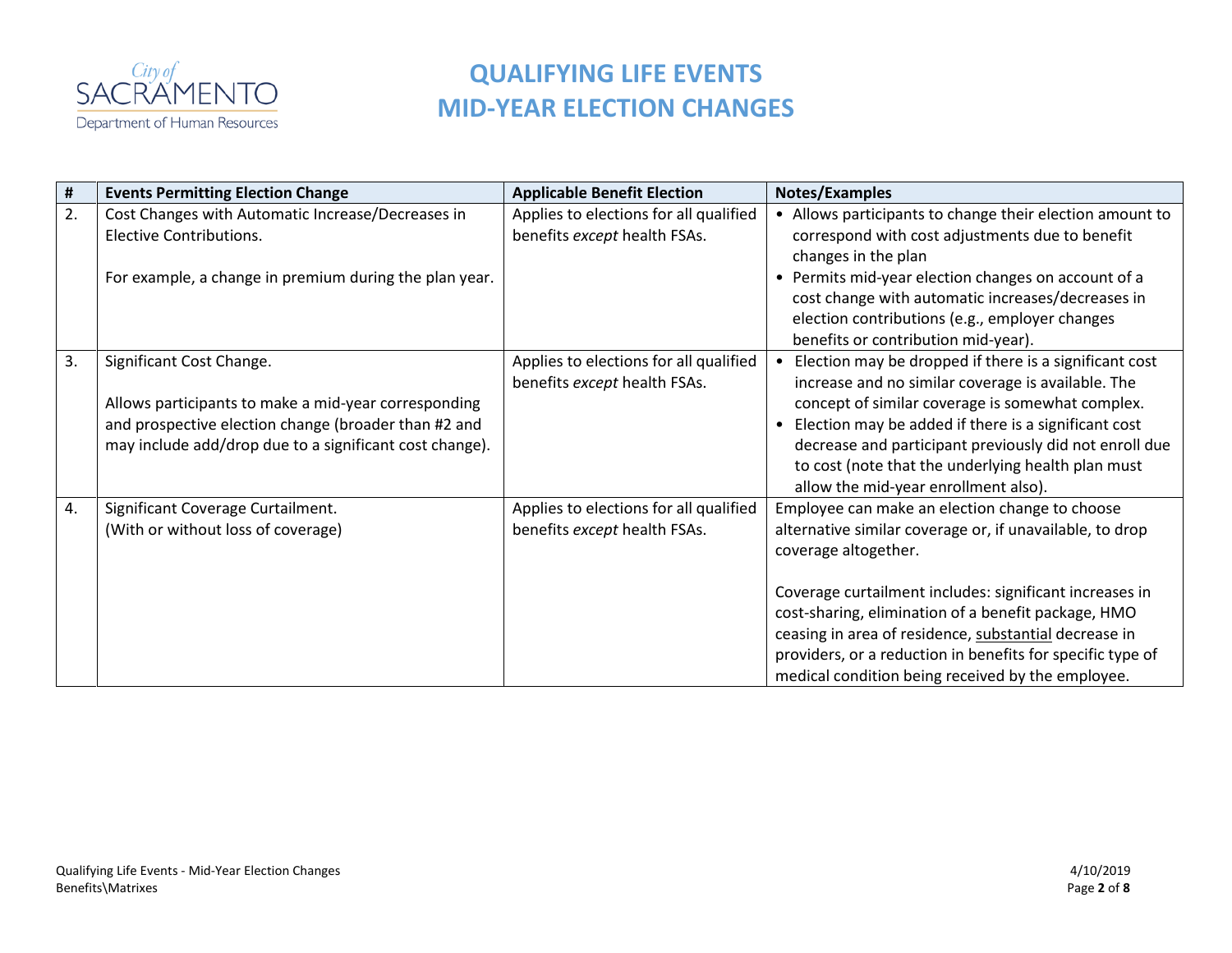# QUALIFYING LIFE EVENTS
# MID-YEAR ELECTION CHANGES

| # | Events Permitting Election Change | Applicable Benefit Election | Notes/Examples |
|---|---|---|---|
| 2. | Cost Changes with Automatic Increase/Decreases in Elective Contributions.<br><br>For example, a change in premium during the plan year. | Applies to elections for all qualified benefits *except* health FSAs. | • Allows participants to change their election amount to correspond with cost adjustments due to benefit changes in the plan<br>• Permits mid-year election changes on account of a cost change with automatic increases/decreases in election contributions (e.g., employer changes benefits or contribution mid-year). |
| 3. | Significant Cost Change.<br><br>Allows participants to make a mid-year corresponding and prospective election change (broader than #2 and may include add/drop due to a significant cost change). | Applies to elections for all qualified benefits *except* health FSAs. | • Election may be dropped if there is a significant cost increase and no similar coverage is available. The concept of similar coverage is somewhat complex.<br>• Election may be added if there is a significant cost decrease and participant previously did not enroll due to cost (note that the underlying health plan must allow the mid-year enrollment also). |
| 4. | Significant Coverage Curtailment.<br>(With or without loss of coverage) | Applies to elections for all qualified benefits *except* health FSAs. | Employee can make an election change to choose alternative similar coverage or, if unavailable, to drop coverage altogether.<br><br>Coverage curtailment includes: significant increases in cost-sharing, elimination of a benefit package, HMO ceasing in area of residence, <u>substantial</u> decrease in providers, or a reduction in benefits for specific type of medical condition being received by the employee. |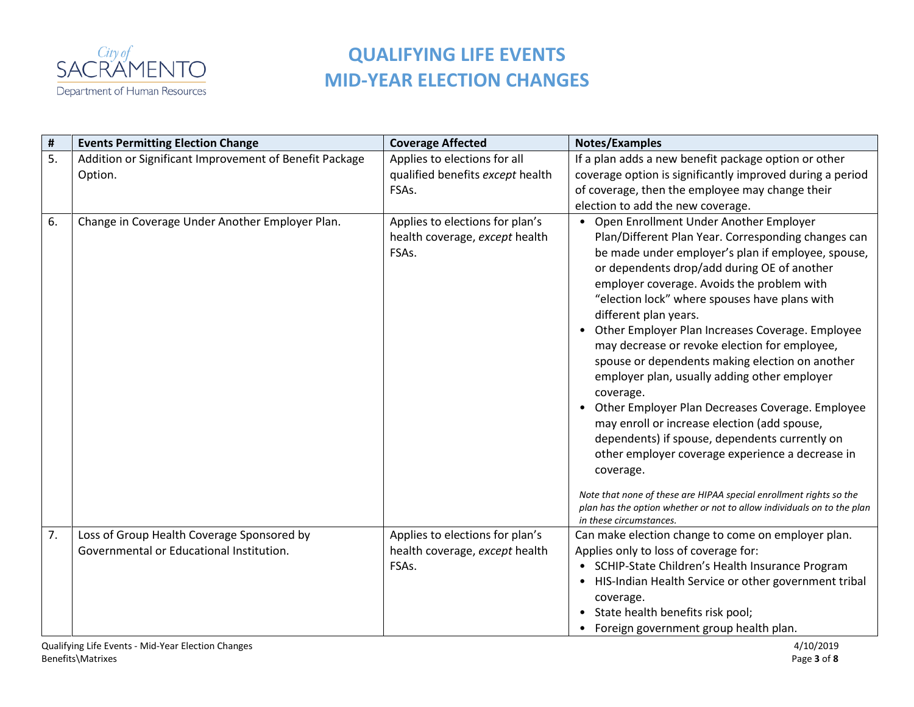# QUALIFYING LIFE EVENTS
# MID-YEAR ELECTION CHANGES

| # | Events Permitting Election Change | Coverage Affected | Notes/Examples |
|---|---|---|---|
| 5. | Addition or Significant Improvement of Benefit Package Option. | Applies to elections for all qualified benefits *except* health FSAs. | If a plan adds a new benefit package option or other coverage option is significantly improved during a period of coverage, then the employee may change their election to add the new coverage. |
| 6. | Change in Coverage Under Another Employer Plan. | Applies to elections for plan's health coverage, *except* health FSAs. | • Open Enrollment Under Another Employer Plan/Different Plan Year. Corresponding changes can be made under employer's plan if employee, spouse, or dependents drop/add during OE of another employer coverage. Avoids the problem with "election lock" where spouses have plans with different plan years.<br>• Other Employer Plan Increases Coverage. Employee may decrease or revoke election for employee, spouse or dependents making election on another employer plan, usually adding other employer coverage.<br>• Other Employer Plan Decreases Coverage. Employee may enroll or increase election (add spouse, dependents) if spouse, dependents currently on other employer coverage experience a decrease in coverage.<br><br>*Note that none of these are HIPAA special enrollment rights so the plan has the option whether or not to allow individuals on to the plan in these circumstances.* |
| 7. | Loss of Group Health Coverage Sponsored by Governmental or Educational Institution. | Applies to elections for plan's health coverage, *except* health FSAs. | Can make election change to come on employer plan. Applies only to loss of coverage for:<br>• SCHIP-State Children's Health Insurance Program<br>• HIS-Indian Health Service or other government tribal coverage.<br>• State health benefits risk pool;<br>• Foreign government group health plan. |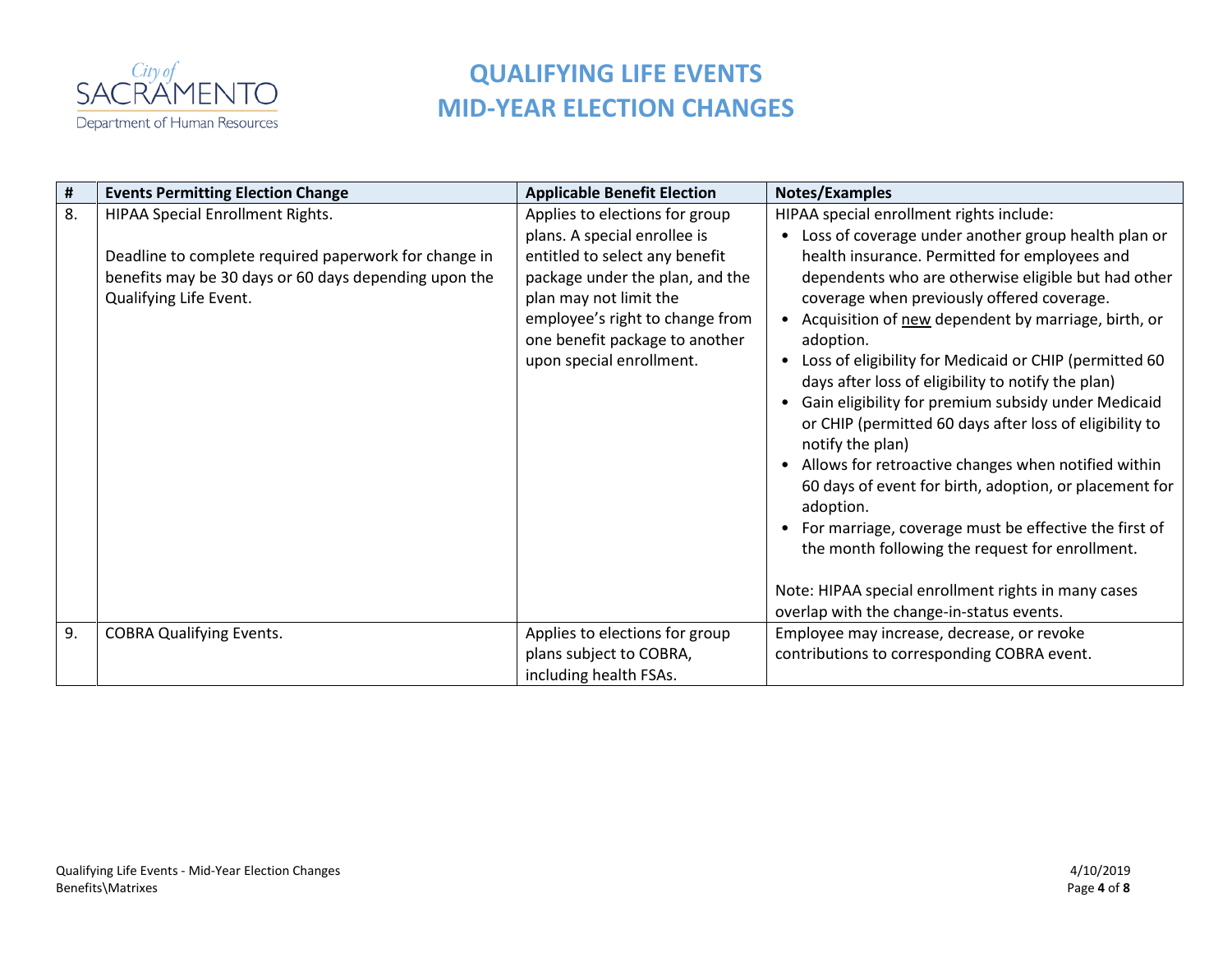# QUALIFYING LIFE EVENTS
# MID-YEAR ELECTION CHANGES

| # | Events Permitting Election Change | Applicable Benefit Election | Notes/Examples |
|---|---|---|---|
| 8. | HIPAA Special Enrollment Rights.<br><br>Deadline to complete required paperwork for change in benefits may be 30 days or 60 days depending upon the Qualifying Life Event. | Applies to elections for group plans. A special enrollee is entitled to select any benefit package under the plan, and the plan may not limit the employee's right to change from one benefit package to another upon special enrollment. | HIPAA special enrollment rights include:<br>• Loss of coverage under another group health plan or health insurance. Permitted for employees and dependents who are otherwise eligible but had other coverage when previously offered coverage.<br>• Acquisition of <u>new</u> dependent by marriage, birth, or adoption.<br>• Loss of eligibility for Medicaid or CHIP (permitted 60 days after loss of eligibility to notify the plan)<br>• Gain eligibility for premium subsidy under Medicaid or CHIP (permitted 60 days after loss of eligibility to notify the plan)<br>• Allows for retroactive changes when notified within 60 days of event for birth, adoption, or placement for adoption.<br>• For marriage, coverage must be effective the first of the month following the request for enrollment.<br><br>Note: HIPAA special enrollment rights in many cases overlap with the change-in-status events. |
| 9. | COBRA Qualifying Events. | Applies to elections for group plans subject to COBRA, including health FSAs. | Employee may increase, decrease, or revoke contributions to corresponding COBRA event. |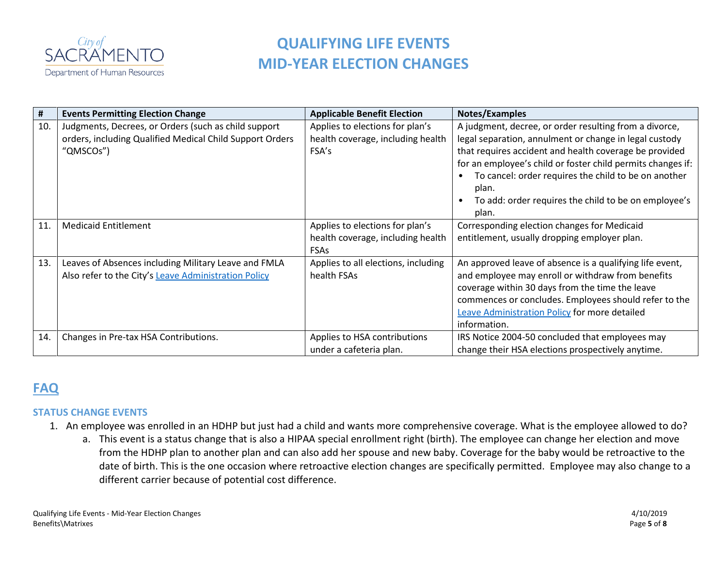# QUALIFYING LIFE EVENTS
# MID-YEAR ELECTION CHANGES

| # | Events Permitting Election Change | Applicable Benefit Election | Notes/Examples |
|---|---|---|---|
| 10. | Judgments, Decrees, or Orders (such as child support orders, including Qualified Medical Child Support Orders "QMSCOs") | Applies to elections for plan's health coverage, including health FSA's | A judgment, decree, or order resulting from a divorce, legal separation, annulment or change in legal custody that requires accident and health coverage be provided for an employee's child or foster child permits changes if:<br>• To cancel: order requires the child to be on another plan.<br>• To add: order requires the child to be on employee's plan. |
| 11. | Medicaid Entitlement | Applies to elections for plan's health coverage, including health FSAs | Corresponding election changes for Medicaid entitlement, usually dropping employer plan. |
| 13. | Leaves of Absences including Military Leave and FMLA Also refer to the City's Leave Administration Policy | Applies to all elections, including health FSAs | An approved leave of absence is a qualifying life event, and employee may enroll or withdraw from benefits coverage within 30 days from the time the leave commences or concludes. Employees should refer to the Leave Administration Policy for more detailed information. |
| 14. | Changes in Pre-tax HSA Contributions. | Applies to HSA contributions under a cafeteria plan. | IRS Notice 2004-50 concluded that employees may change their HSA elections prospectively anytime. |

## FAQ

### STATUS CHANGE EVENTS

1. An employee was enrolled in an HDHP but just had a child and wants more comprehensive coverage. What is the employee allowed to do?
   a. This event is a status change that is also a HIPAA special enrollment right (birth). The employee can change her election and move from the HDHP plan to another plan and can also add her spouse and new baby. Coverage for the baby would be retroactive to the date of birth. This is the one occasion where retroactive election changes are specifically permitted. Employee may also change to a different carrier because of potential cost difference.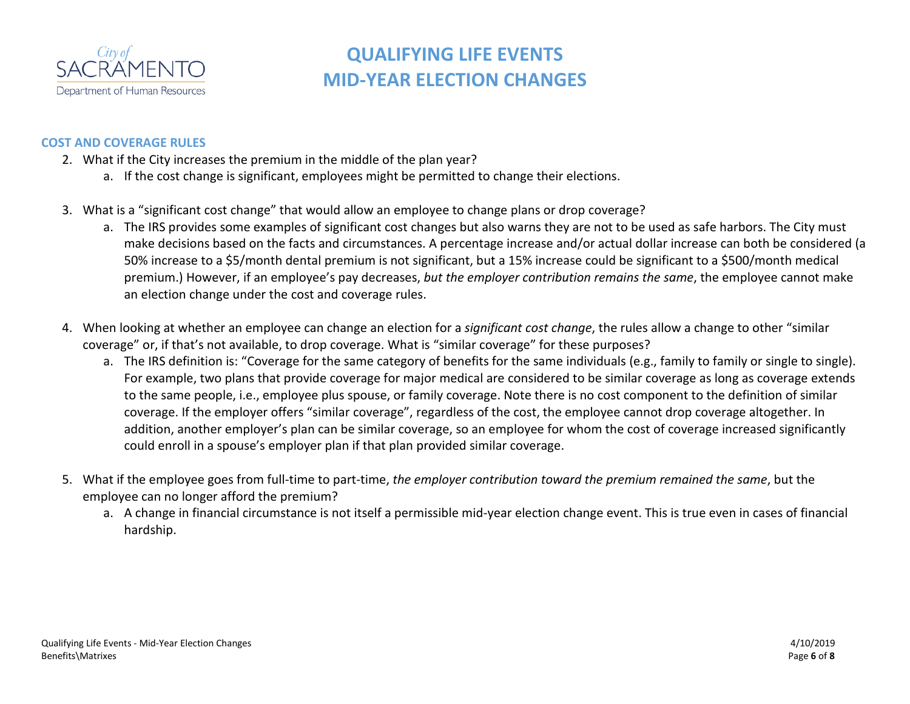# QUALIFYING LIFE EVENTS
# MID-YEAR ELECTION CHANGES

## COST AND COVERAGE RULES

2. What if the City increases the premium in the middle of the plan year?
    a. If the cost change is significant, employees might be permitted to change their elections.

3. What is a "significant cost change" that would allow an employee to change plans or drop coverage?
    a. The IRS provides some examples of significant cost changes but also warns they are not to be used as safe harbors. The City must make decisions based on the facts and circumstances. A percentage increase and/or actual dollar increase can both be considered (a 50% increase to a $5/month dental premium is not significant, but a 15% increase could be significant to a $500/month medical premium.) However, if an employee's pay decreases, *but the employer contribution remains the same*, the employee cannot make an election change under the cost and coverage rules.

4. When looking at whether an employee can change an election for a *significant cost change*, the rules allow a change to other "similar coverage" or, if that's not available, to drop coverage. What is "similar coverage" for these purposes?
    a. The IRS definition is: "Coverage for the same category of benefits for the same individuals (e.g., family to family or single to single). For example, two plans that provide coverage for major medical are considered to be similar coverage as long as coverage extends to the same people, i.e., employee plus spouse, or family coverage. Note there is no cost component to the definition of similar coverage. If the employer offers "similar coverage", regardless of the cost, the employee cannot drop coverage altogether. In addition, another employer's plan can be similar coverage, so an employee for whom the cost of coverage increased significantly could enroll in a spouse's employer plan if that plan provided similar coverage.

5. What if the employee goes from full-time to part-time, *the employer contribution toward the premium remained the same*, but the employee can no longer afford the premium?
    a. A change in financial circumstance is not itself a permissible mid-year election change event. This is true even in cases of financial hardship.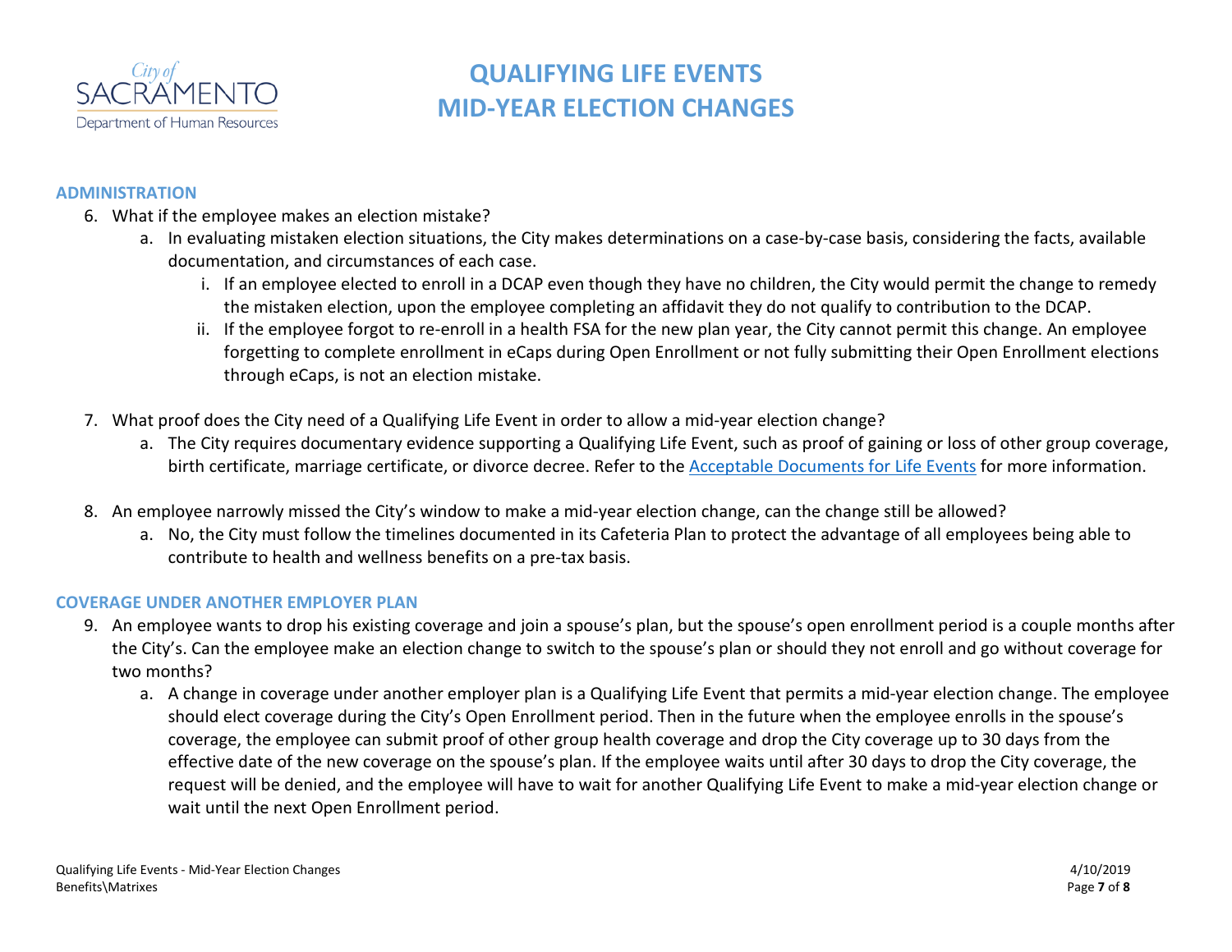## ADMINISTRATION

6. What if the employee makes an election mistake?
   a. In evaluating mistaken election situations, the City makes determinations on a case-by-case basis, considering the facts, available documentation, and circumstances of each case.
      i. If an employee elected to enroll in a DCAP even though they have no children, the City would permit the change to remedy the mistaken election, upon the employee completing an affidavit they do not qualify to contribution to the DCAP.
      ii. If the employee forgot to re-enroll in a health FSA for the new plan year, the City cannot permit this change. An employee forgetting to complete enrollment in eCaps during Open Enrollment or not fully submitting their Open Enrollment elections through eCaps, is not an election mistake.

7. What proof does the City need of a Qualifying Life Event in order to allow a mid-year election change?
   a. The City requires documentary evidence supporting a Qualifying Life Event, such as proof of gaining or loss of other group coverage, birth certificate, marriage certificate, or divorce decree. Refer to the Acceptable Documents for Life Events for more information.

8. An employee narrowly missed the City's window to make a mid-year election change, can the change still be allowed?
   a. No, the City must follow the timelines documented in its Cafeteria Plan to protect the advantage of all employees being able to contribute to health and wellness benefits on a pre-tax basis.

## COVERAGE UNDER ANOTHER EMPLOYER PLAN

9. An employee wants to drop his existing coverage and join a spouse's plan, but the spouse's open enrollment period is a couple months after the City's. Can the employee make an election change to switch to the spouse's plan or should they not enroll and go without coverage for two months?
   a. A change in coverage under another employer plan is a Qualifying Life Event that permits a mid-year election change. The employee should elect coverage during the City's Open Enrollment period. Then in the future when the employee enrolls in the spouse's coverage, the employee can submit proof of other group health coverage and drop the City coverage up to 30 days from the effective date of the new coverage on the spouse's plan. If the employee waits until after 30 days to drop the City coverage, the request will be denied, and the employee will have to wait for another Qualifying Life Event to make a mid-year election change or wait until the next Open Enrollment period.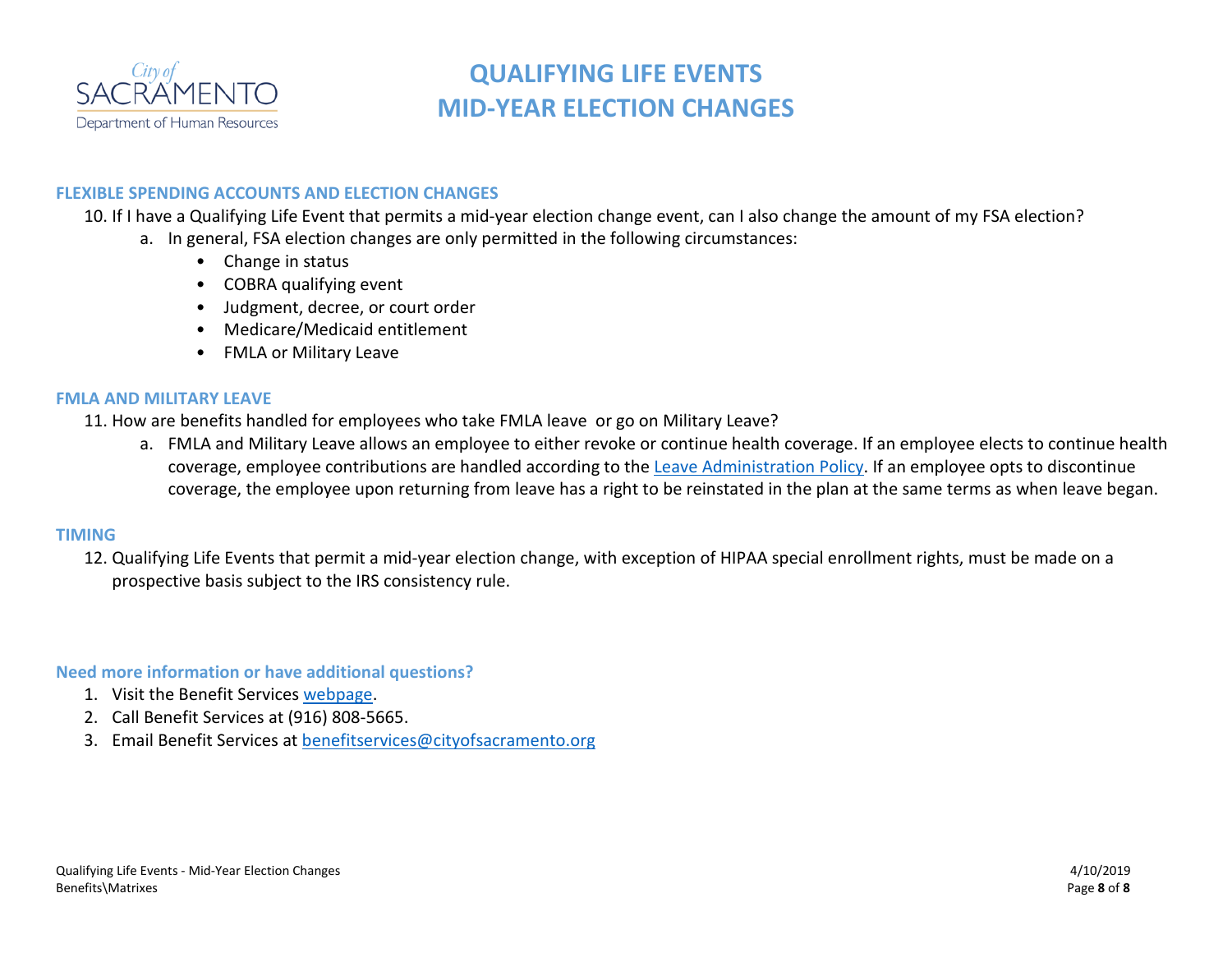# QUALIFYING LIFE EVENTS
# MID-YEAR ELECTION CHANGES

### FLEXIBLE SPENDING ACCOUNTS AND ELECTION CHANGES

10. If I have a Qualifying Life Event that permits a mid-year election change event, can I also change the amount of my FSA election?
    a. In general, FSA election changes are only permitted in the following circumstances:
        - Change in status
        - COBRA qualifying event
        - Judgment, decree, or court order
        - Medicare/Medicaid entitlement
        - FMLA or Military Leave

### FMLA AND MILITARY LEAVE

11. How are benefits handled for employees who take FMLA leave or go on Military Leave?
    a. FMLA and Military Leave allows an employee to either revoke or continue health coverage. If an employee elects to continue health coverage, employee contributions are handled according to the Leave Administration Policy. If an employee opts to discontinue coverage, the employee upon returning from leave has a right to be reinstated in the plan at the same terms as when leave began.

### TIMING

12. Qualifying Life Events that permit a mid-year election change, with exception of HIPAA special enrollment rights, must be made on a prospective basis subject to the IRS consistency rule.

### Need more information or have additional questions?

1. Visit the Benefit Services webpage.
2. Call Benefit Services at (916) 808-5665.
3. Email Benefit Services at benefitservices@cityofsacramento.org